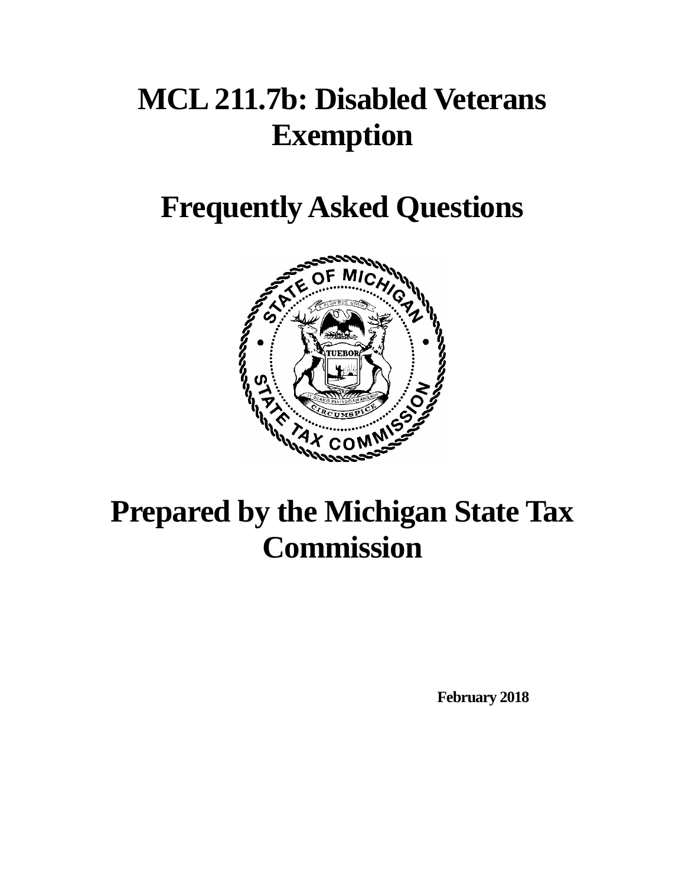# MCL 211.7b: Disabled Veterans Exemption

# Frequently Asked Questions

# Prepared by the Michigan State Tax Commission

**February 2018**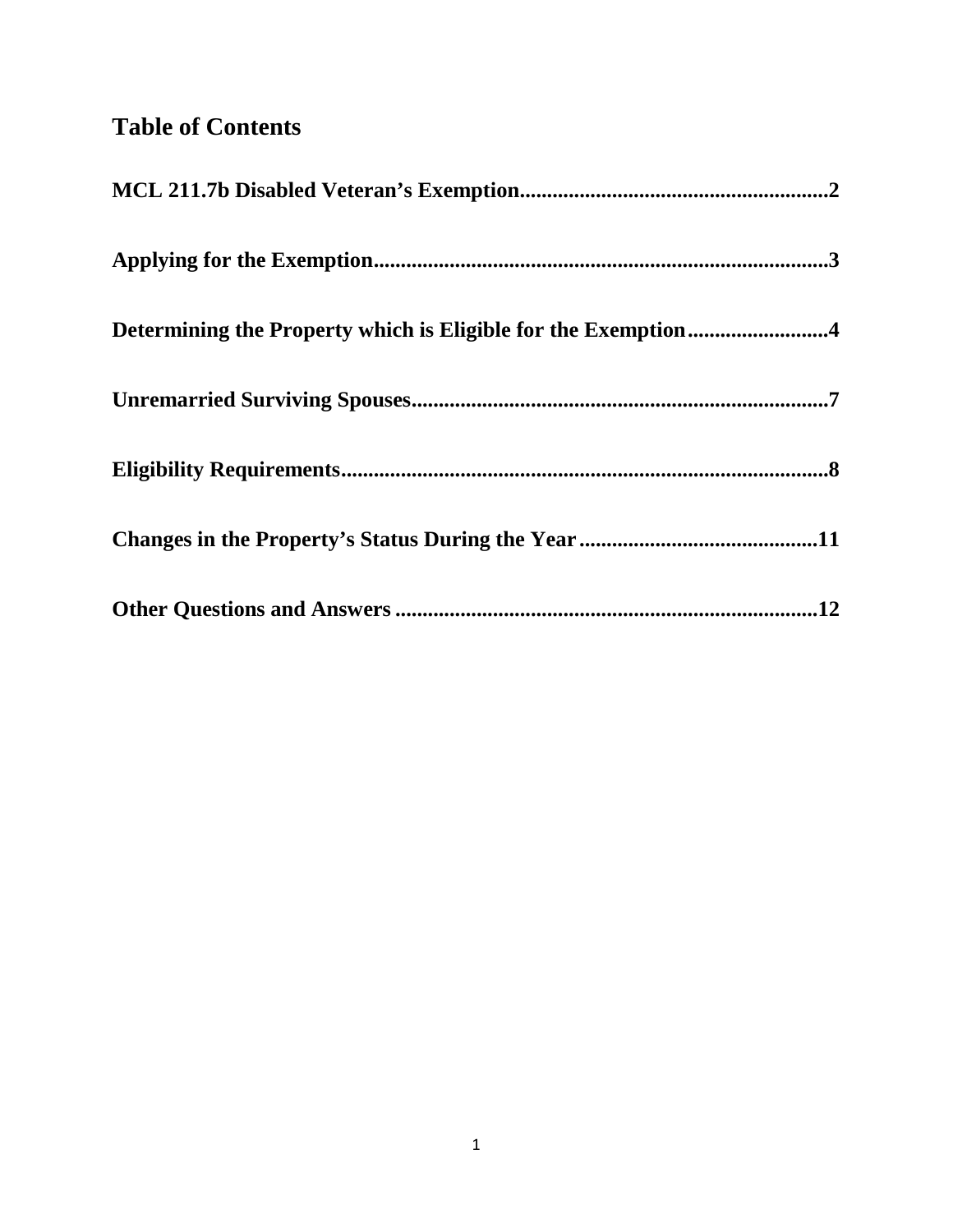# Table of Contents

**MCL 211.7b Disabled Veteran's Exemption.........................................................2**

**Applying for the Exemption...................................................................................3**

**Determining the Property which is Eligible for the Exemption..........................4**

**Unremarried Surviving Spouses.............................................................................7**

**Eligibility Requirements..........................................................................................8**

**Changes in the Property's Status During the Year............................................11**

**Other Questions and Answers ..............................................................................12**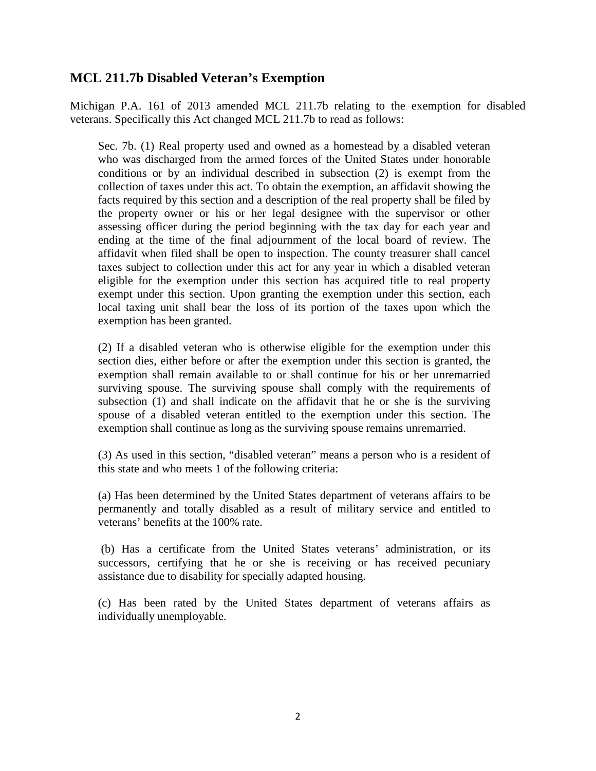## MCL 211.7b Disabled Veteran's Exemption

Michigan P.A. 161 of 2013 amended MCL 211.7b relating to the exemption for disabled veterans. Specifically this Act changed MCL 211.7b to read as follows:

> Sec. 7b. (1) Real property used and owned as a homestead by a disabled veteran who was discharged from the armed forces of the United States under honorable conditions or by an individual described in subsection (2) is exempt from the collection of taxes under this act. To obtain the exemption, an affidavit showing the facts required by this section and a description of the real property shall be filed by the property owner or his or her legal designee with the supervisor or other assessing officer during the period beginning with the tax day for each year and ending at the time of the final adjournment of the local board of review. The affidavit when filed shall be open to inspection. The county treasurer shall cancel taxes subject to collection under this act for any year in which a disabled veteran eligible for the exemption under this section has acquired title to real property exempt under this section. Upon granting the exemption under this section, each local taxing unit shall bear the loss of its portion of the taxes upon which the exemption has been granted.
>
> (2) If a disabled veteran who is otherwise eligible for the exemption under this section dies, either before or after the exemption under this section is granted, the exemption shall remain available to or shall continue for his or her unremarried surviving spouse. The surviving spouse shall comply with the requirements of subsection (1) and shall indicate on the affidavit that he or she is the surviving spouse of a disabled veteran entitled to the exemption under this section. The exemption shall continue as long as the surviving spouse remains unremarried.
>
> (3) As used in this section, "disabled veteran" means a person who is a resident of this state and who meets 1 of the following criteria:
>
> (a) Has been determined by the United States department of veterans affairs to be permanently and totally disabled as a result of military service and entitled to veterans' benefits at the 100% rate.
>
> (b) Has a certificate from the United States veterans' administration, or its successors, certifying that he or she is receiving or has received pecuniary assistance due to disability for specially adapted housing.
>
> (c) Has been rated by the United States department of veterans affairs as individually unemployable.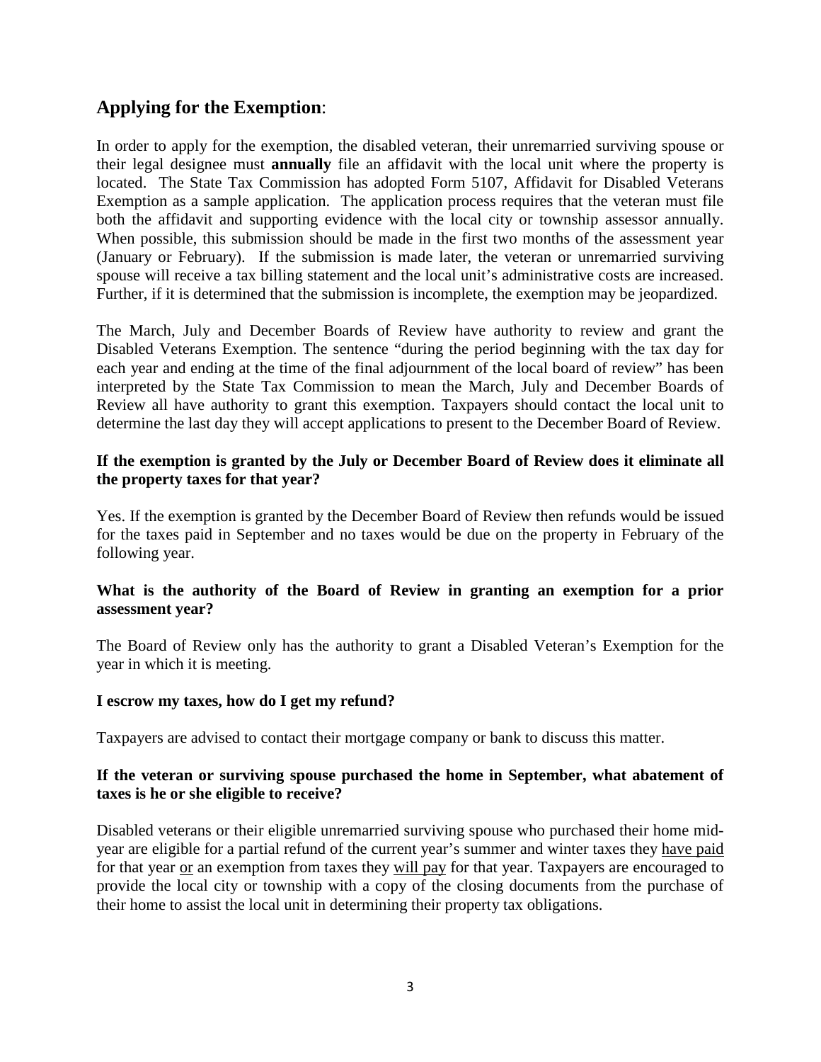## **Applying for the Exemption**:

In order to apply for the exemption, the disabled veteran, their unremarried surviving spouse or their legal designee must **annually** file an affidavit with the local unit where the property is located. The State Tax Commission has adopted Form 5107, Affidavit for Disabled Veterans Exemption as a sample application. The application process requires that the veteran must file both the affidavit and supporting evidence with the local city or township assessor annually. When possible, this submission should be made in the first two months of the assessment year (January or February). If the submission is made later, the veteran or unremarried surviving spouse will receive a tax billing statement and the local unit's administrative costs are increased. Further, if it is determined that the submission is incomplete, the exemption may be jeopardized.

The March, July and December Boards of Review have authority to review and grant the Disabled Veterans Exemption. The sentence "during the period beginning with the tax day for each year and ending at the time of the final adjournment of the local board of review" has been interpreted by the State Tax Commission to mean the March, July and December Boards of Review all have authority to grant this exemption. Taxpayers should contact the local unit to determine the last day they will accept applications to present to the December Board of Review.

**If the exemption is granted by the July or December Board of Review does it eliminate all the property taxes for that year?**

Yes. If the exemption is granted by the December Board of Review then refunds would be issued for the taxes paid in September and no taxes would be due on the property in February of the following year.

**What is the authority of the Board of Review in granting an exemption for a prior assessment year?**

The Board of Review only has the authority to grant a Disabled Veteran's Exemption for the year in which it is meeting.

**I escrow my taxes, how do I get my refund?**

Taxpayers are advised to contact their mortgage company or bank to discuss this matter.

**If the veteran or surviving spouse purchased the home in September, what abatement of taxes is he or she eligible to receive?**

Disabled veterans or their eligible unremarried surviving spouse who purchased their home mid-year are eligible for a partial refund of the current year's summer and winter taxes they have paid for that year or an exemption from taxes they will pay for that year. Taxpayers are encouraged to provide the local city or township with a copy of the closing documents from the purchase of their home to assist the local unit in determining their property tax obligations.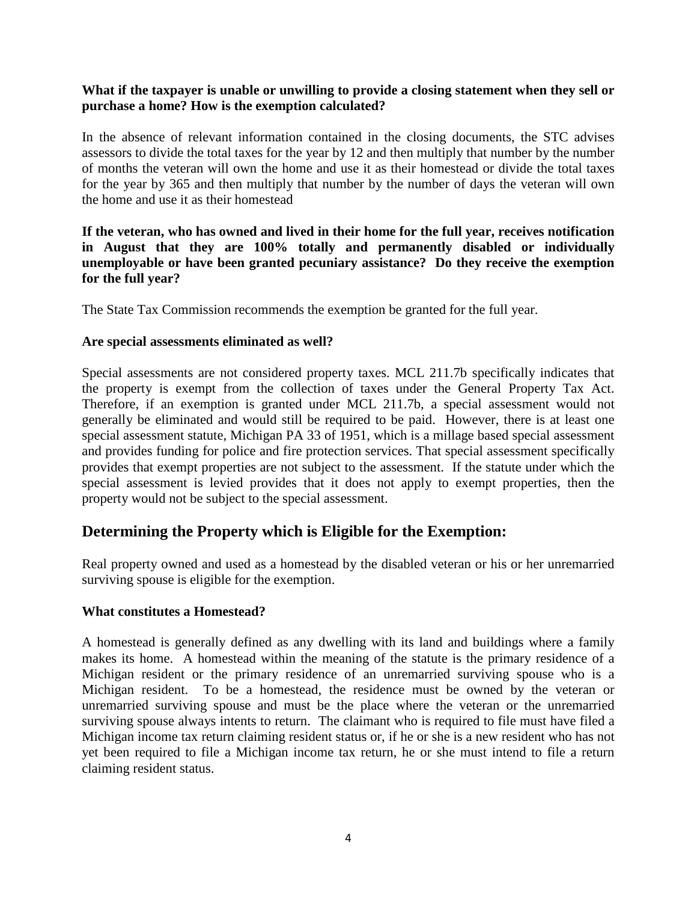**What if the taxpayer is unable or unwilling to provide a closing statement when they sell or purchase a home? How is the exemption calculated?**

In the absence of relevant information contained in the closing documents, the STC advises assessors to divide the total taxes for the year by 12 and then multiply that number by the number of months the veteran will own the home and use it as their homestead or divide the total taxes for the year by 365 and then multiply that number by the number of days the veteran will own the home and use it as their homestead

**If the veteran, who has owned and lived in their home for the full year, receives notification in August that they are 100% totally and permanently disabled or individually unemployable or have been granted pecuniary assistance? Do they receive the exemption for the full year?**

The State Tax Commission recommends the exemption be granted for the full year.

**Are special assessments eliminated as well?**

Special assessments are not considered property taxes. MCL 211.7b specifically indicates that the property is exempt from the collection of taxes under the General Property Tax Act. Therefore, if an exemption is granted under MCL 211.7b, a special assessment would not generally be eliminated and would still be required to be paid. However, there is at least one special assessment statute, Michigan PA 33 of 1951, which is a millage based special assessment and provides funding for police and fire protection services. That special assessment specifically provides that exempt properties are not subject to the assessment. If the statute under which the special assessment is levied provides that it does not apply to exempt properties, then the property would not be subject to the special assessment.

## Determining the Property which is Eligible for the Exemption:

Real property owned and used as a homestead by the disabled veteran or his or her unremarried surviving spouse is eligible for the exemption.

**What constitutes a Homestead?**

A homestead is generally defined as any dwelling with its land and buildings where a family makes its home. A homestead within the meaning of the statute is the primary residence of a Michigan resident or the primary residence of an unremarried surviving spouse who is a Michigan resident. To be a homestead, the residence must be owned by the veteran or unremarried surviving spouse and must be the place where the veteran or the unremarried surviving spouse always intents to return. The claimant who is required to file must have filed a Michigan income tax return claiming resident status or, if he or she is a new resident who has not yet been required to file a Michigan income tax return, he or she must intend to file a return claiming resident status.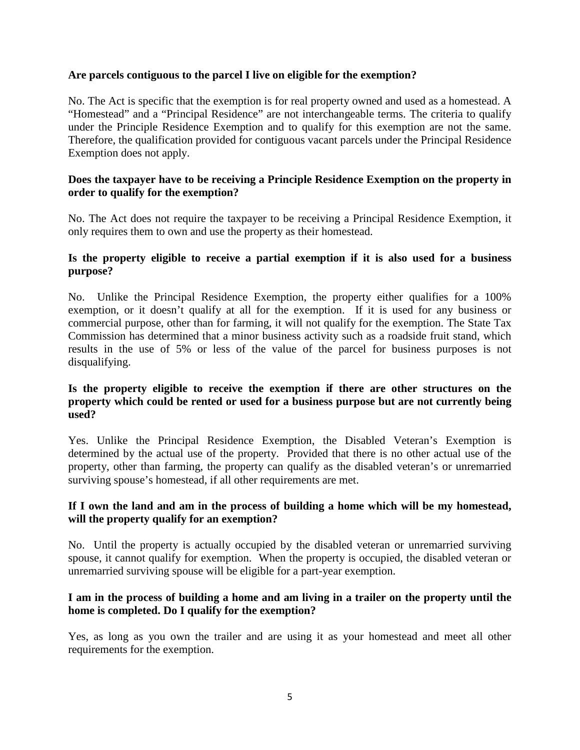**Are parcels contiguous to the parcel I live on eligible for the exemption?**

No. The Act is specific that the exemption is for real property owned and used as a homestead. A "Homestead" and a "Principal Residence" are not interchangeable terms. The criteria to qualify under the Principle Residence Exemption and to qualify for this exemption are not the same. Therefore, the qualification provided for contiguous vacant parcels under the Principal Residence Exemption does not apply.

**Does the taxpayer have to be receiving a Principle Residence Exemption on the property in order to qualify for the exemption?**

No. The Act does not require the taxpayer to be receiving a Principal Residence Exemption, it only requires them to own and use the property as their homestead.

**Is the property eligible to receive a partial exemption if it is also used for a business purpose?**

No. Unlike the Principal Residence Exemption, the property either qualifies for a 100% exemption, or it doesn't qualify at all for the exemption. If it is used for any business or commercial purpose, other than for farming, it will not qualify for the exemption. The State Tax Commission has determined that a minor business activity such as a roadside fruit stand, which results in the use of 5% or less of the value of the parcel for business purposes is not disqualifying.

**Is the property eligible to receive the exemption if there are other structures on the property which could be rented or used for a business purpose but are not currently being used?**

Yes. Unlike the Principal Residence Exemption, the Disabled Veteran's Exemption is determined by the actual use of the property. Provided that there is no other actual use of the property, other than farming, the property can qualify as the disabled veteran's or unremarried surviving spouse's homestead, if all other requirements are met.

**If I own the land and am in the process of building a home which will be my homestead, will the property qualify for an exemption?**

No. Until the property is actually occupied by the disabled veteran or unremarried surviving spouse, it cannot qualify for exemption. When the property is occupied, the disabled veteran or unremarried surviving spouse will be eligible for a part-year exemption.

**I am in the process of building a home and am living in a trailer on the property until the home is completed. Do I qualify for the exemption?**

Yes, as long as you own the trailer and are using it as your homestead and meet all other requirements for the exemption.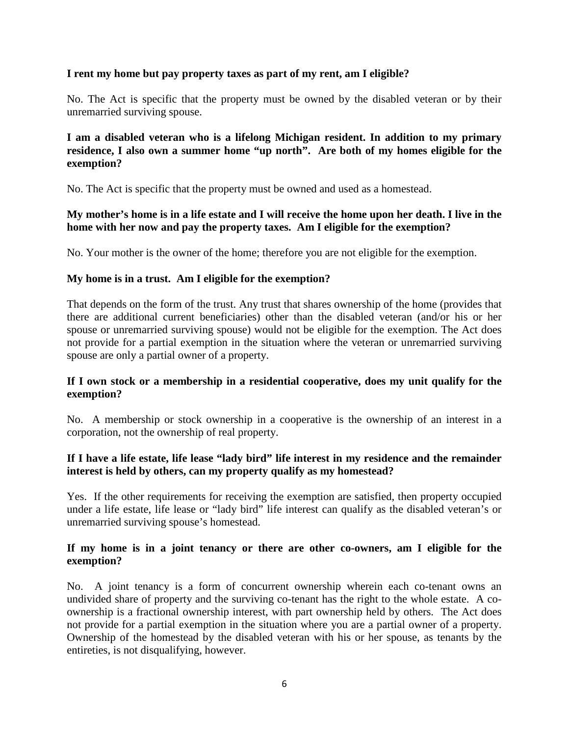**I rent my home but pay property taxes as part of my rent, am I eligible?**

No. The Act is specific that the property must be owned by the disabled veteran or by their unremarried surviving spouse.

**I am a disabled veteran who is a lifelong Michigan resident. In addition to my primary residence, I also own a summer home "up north". Are both of my homes eligible for the exemption?**

No. The Act is specific that the property must be owned and used as a homestead.

**My mother's home is in a life estate and I will receive the home upon her death. I live in the home with her now and pay the property taxes. Am I eligible for the exemption?**

No. Your mother is the owner of the home; therefore you are not eligible for the exemption.

**My home is in a trust. Am I eligible for the exemption?**

That depends on the form of the trust. Any trust that shares ownership of the home (provides that there are additional current beneficiaries) other than the disabled veteran (and/or his or her spouse or unremarried surviving spouse) would not be eligible for the exemption. The Act does not provide for a partial exemption in the situation where the veteran or unremarried surviving spouse are only a partial owner of a property.

**If I own stock or a membership in a residential cooperative, does my unit qualify for the exemption?**

No. A membership or stock ownership in a cooperative is the ownership of an interest in a corporation, not the ownership of real property.

**If I have a life estate, life lease "lady bird" life interest in my residence and the remainder interest is held by others, can my property qualify as my homestead?**

Yes. If the other requirements for receiving the exemption are satisfied, then property occupied under a life estate, life lease or "lady bird" life interest can qualify as the disabled veteran's or unremarried surviving spouse's homestead.

**If my home is in a joint tenancy or there are other co-owners, am I eligible for the exemption?**

No. A joint tenancy is a form of concurrent ownership wherein each co-tenant owns an undivided share of property and the surviving co-tenant has the right to the whole estate. A co-ownership is a fractional ownership interest, with part ownership held by others. The Act does not provide for a partial exemption in the situation where you are a partial owner of a property. Ownership of the homestead by the disabled veteran with his or her spouse, as tenants by the entireties, is not disqualifying, however.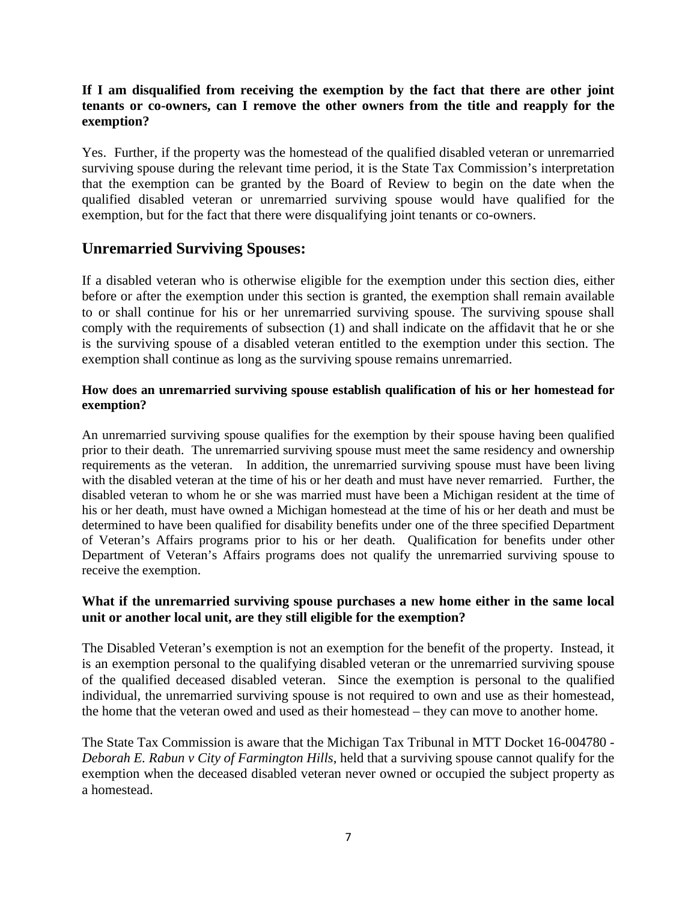**If I am disqualified from receiving the exemption by the fact that there are other joint tenants or co-owners, can I remove the other owners from the title and reapply for the exemption?**

Yes. Further, if the property was the homestead of the qualified disabled veteran or unremarried surviving spouse during the relevant time period, it is the State Tax Commission's interpretation that the exemption can be granted by the Board of Review to begin on the date when the qualified disabled veteran or unremarried surviving spouse would have qualified for the exemption, but for the fact that there were disqualifying joint tenants or co-owners.

## Unremarried Surviving Spouses:

If a disabled veteran who is otherwise eligible for the exemption under this section dies, either before or after the exemption under this section is granted, the exemption shall remain available to or shall continue for his or her unremarried surviving spouse. The surviving spouse shall comply with the requirements of subsection (1) and shall indicate on the affidavit that he or she is the surviving spouse of a disabled veteran entitled to the exemption under this section. The exemption shall continue as long as the surviving spouse remains unremarried.

**How does an unremarried surviving spouse establish qualification of his or her homestead for exemption?**

An unremarried surviving spouse qualifies for the exemption by their spouse having been qualified prior to their death. The unremarried surviving spouse must meet the same residency and ownership requirements as the veteran. In addition, the unremarried surviving spouse must have been living with the disabled veteran at the time of his or her death and must have never remarried. Further, the disabled veteran to whom he or she was married must have been a Michigan resident at the time of his or her death, must have owned a Michigan homestead at the time of his or her death and must be determined to have been qualified for disability benefits under one of the three specified Department of Veteran's Affairs programs prior to his or her death. Qualification for benefits under other Department of Veteran's Affairs programs does not qualify the unremarried surviving spouse to receive the exemption.

**What if the unremarried surviving spouse purchases a new home either in the same local unit or another local unit, are they still eligible for the exemption?**

The Disabled Veteran's exemption is not an exemption for the benefit of the property. Instead, it is an exemption personal to the qualifying disabled veteran or the unremarried surviving spouse of the qualified deceased disabled veteran. Since the exemption is personal to the qualified individual, the unremarried surviving spouse is not required to own and use as their homestead, the home that the veteran owed and used as their homestead – they can move to another home.

The State Tax Commission is aware that the Michigan Tax Tribunal in MTT Docket 16-004780 - *Deborah E. Rabun v City of Farmington Hills*, held that a surviving spouse cannot qualify for the exemption when the deceased disabled veteran never owned or occupied the subject property as a homestead.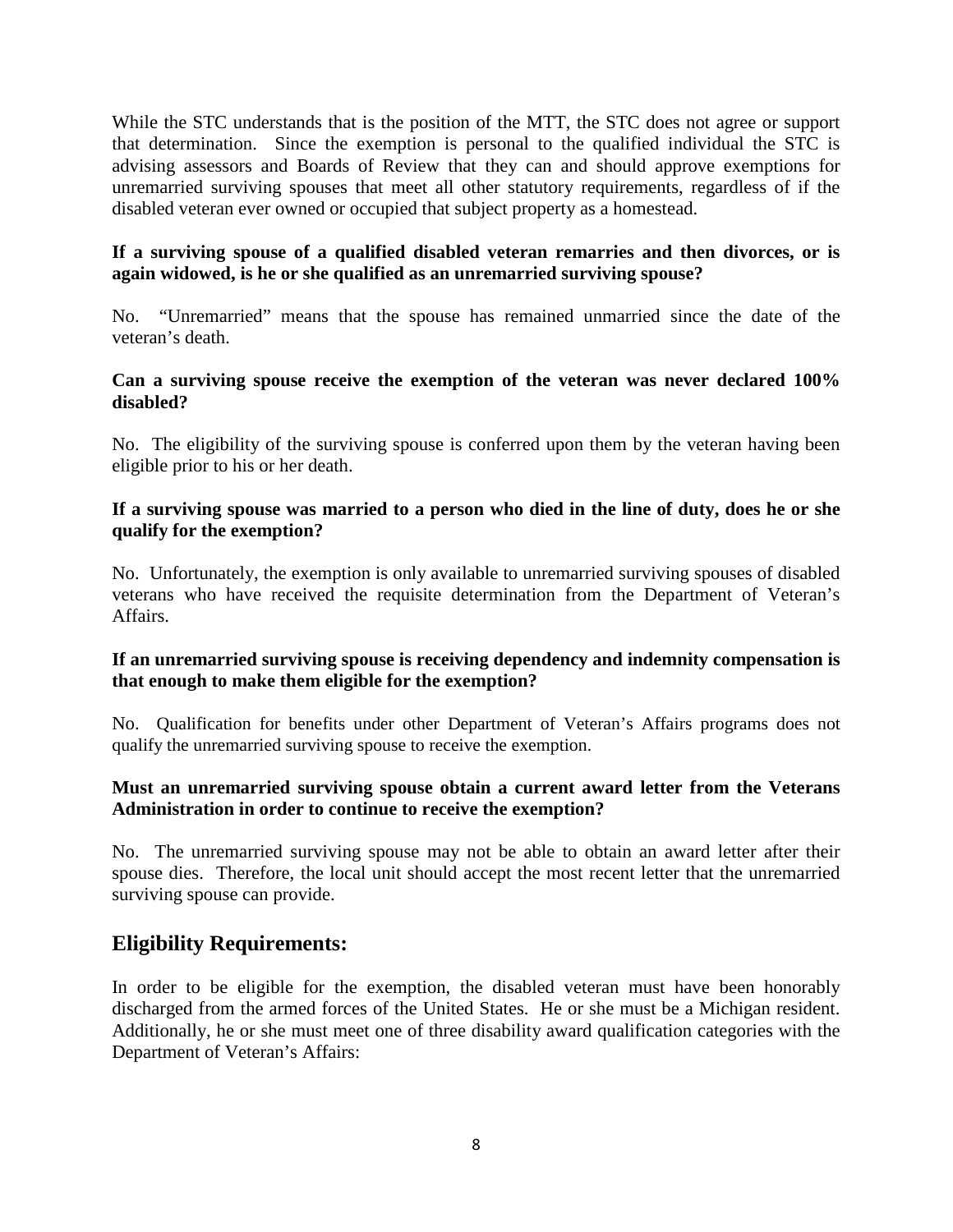While the STC understands that is the position of the MTT, the STC does not agree or support that determination. Since the exemption is personal to the qualified individual the STC is advising assessors and Boards of Review that they can and should approve exemptions for unremarried surviving spouses that meet all other statutory requirements, regardless of if the disabled veteran ever owned or occupied that subject property as a homestead.

**If a surviving spouse of a qualified disabled veteran remarries and then divorces, or is again widowed, is he or she qualified as an unremarried surviving spouse?**

No. "Unremarried" means that the spouse has remained unmarried since the date of the veteran's death.

**Can a surviving spouse receive the exemption of the veteran was never declared 100% disabled?**

No. The eligibility of the surviving spouse is conferred upon them by the veteran having been eligible prior to his or her death.

**If a surviving spouse was married to a person who died in the line of duty, does he or she qualify for the exemption?**

No. Unfortunately, the exemption is only available to unremarried surviving spouses of disabled veterans who have received the requisite determination from the Department of Veteran's Affairs.

**If an unremarried surviving spouse is receiving dependency and indemnity compensation is that enough to make them eligible for the exemption?**

No. Qualification for benefits under other Department of Veteran's Affairs programs does not qualify the unremarried surviving spouse to receive the exemption.

**Must an unremarried surviving spouse obtain a current award letter from the Veterans Administration in order to continue to receive the exemption?**

No. The unremarried surviving spouse may not be able to obtain an award letter after their spouse dies. Therefore, the local unit should accept the most recent letter that the unremarried surviving spouse can provide.

## Eligibility Requirements:

In order to be eligible for the exemption, the disabled veteran must have been honorably discharged from the armed forces of the United States. He or she must be a Michigan resident. Additionally, he or she must meet one of three disability award qualification categories with the Department of Veteran's Affairs: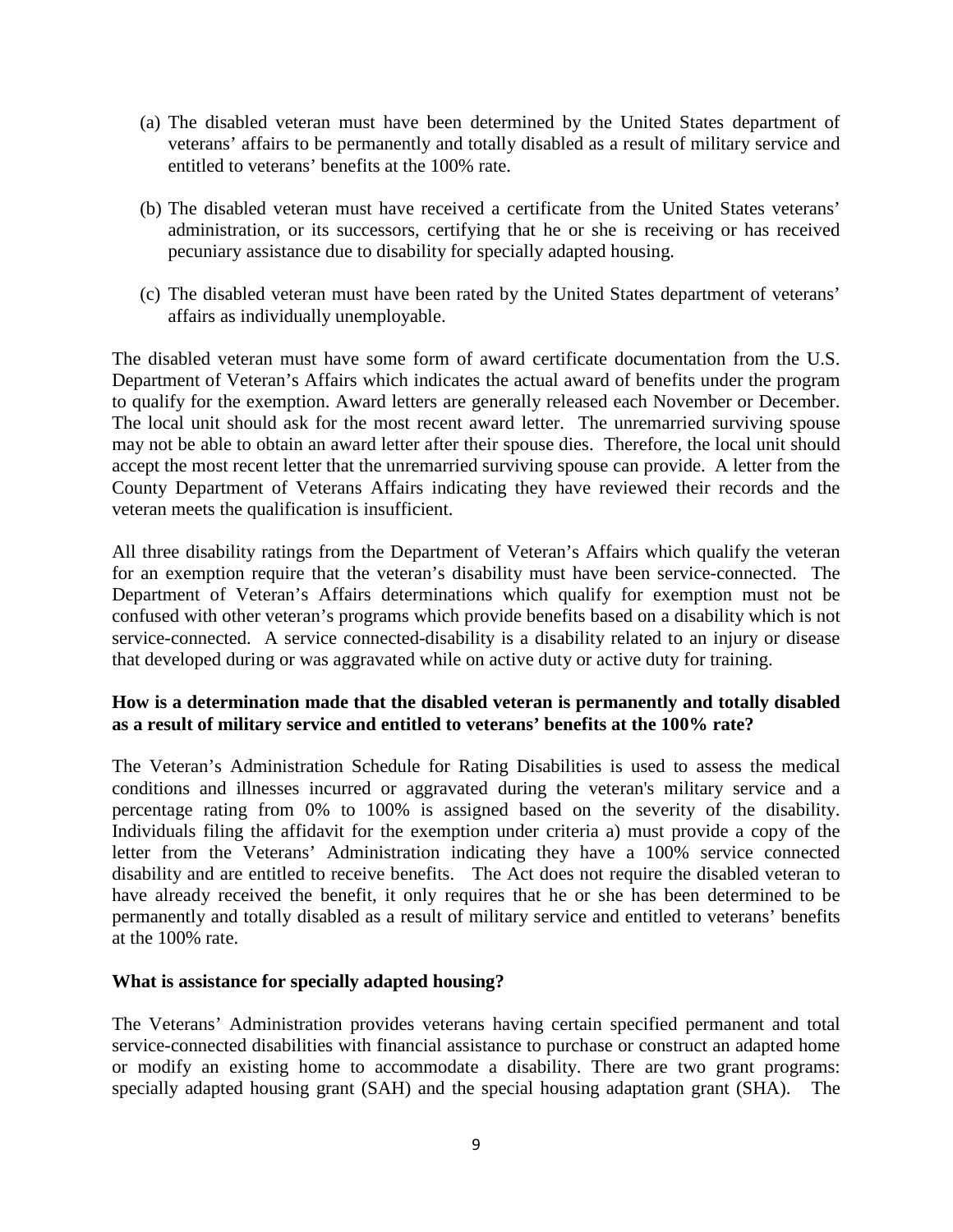(a) The disabled veteran must have been determined by the United States department of veterans' affairs to be permanently and totally disabled as a result of military service and entitled to veterans' benefits at the 100% rate.

(b) The disabled veteran must have received a certificate from the United States veterans' administration, or its successors, certifying that he or she is receiving or has received pecuniary assistance due to disability for specially adapted housing.

(c) The disabled veteran must have been rated by the United States department of veterans' affairs as individually unemployable.

The disabled veteran must have some form of award certificate documentation from the U.S. Department of Veteran's Affairs which indicates the actual award of benefits under the program to qualify for the exemption. Award letters are generally released each November or December. The local unit should ask for the most recent award letter. The unremarried surviving spouse may not be able to obtain an award letter after their spouse dies. Therefore, the local unit should accept the most recent letter that the unremarried surviving spouse can provide. A letter from the County Department of Veterans Affairs indicating they have reviewed their records and the veteran meets the qualification is insufficient.

All three disability ratings from the Department of Veteran's Affairs which qualify the veteran for an exemption require that the veteran's disability must have been service-connected. The Department of Veteran's Affairs determinations which qualify for exemption must not be confused with other veteran's programs which provide benefits based on a disability which is not service-connected. A service connected-disability is a disability related to an injury or disease that developed during or was aggravated while on active duty or active duty for training.

**How is a determination made that the disabled veteran is permanently and totally disabled as a result of military service and entitled to veterans' benefits at the 100% rate?**

The Veteran's Administration Schedule for Rating Disabilities is used to assess the medical conditions and illnesses incurred or aggravated during the veteran's military service and a percentage rating from 0% to 100% is assigned based on the severity of the disability. Individuals filing the affidavit for the exemption under criteria a) must provide a copy of the letter from the Veterans' Administration indicating they have a 100% service connected disability and are entitled to receive benefits. The Act does not require the disabled veteran to have already received the benefit, it only requires that he or she has been determined to be permanently and totally disabled as a result of military service and entitled to veterans' benefits at the 100% rate.

**What is assistance for specially adapted housing?**

The Veterans' Administration provides veterans having certain specified permanent and total service-connected disabilities with financial assistance to purchase or construct an adapted home or modify an existing home to accommodate a disability. There are two grant programs: specially adapted housing grant (SAH) and the special housing adaptation grant (SHA). The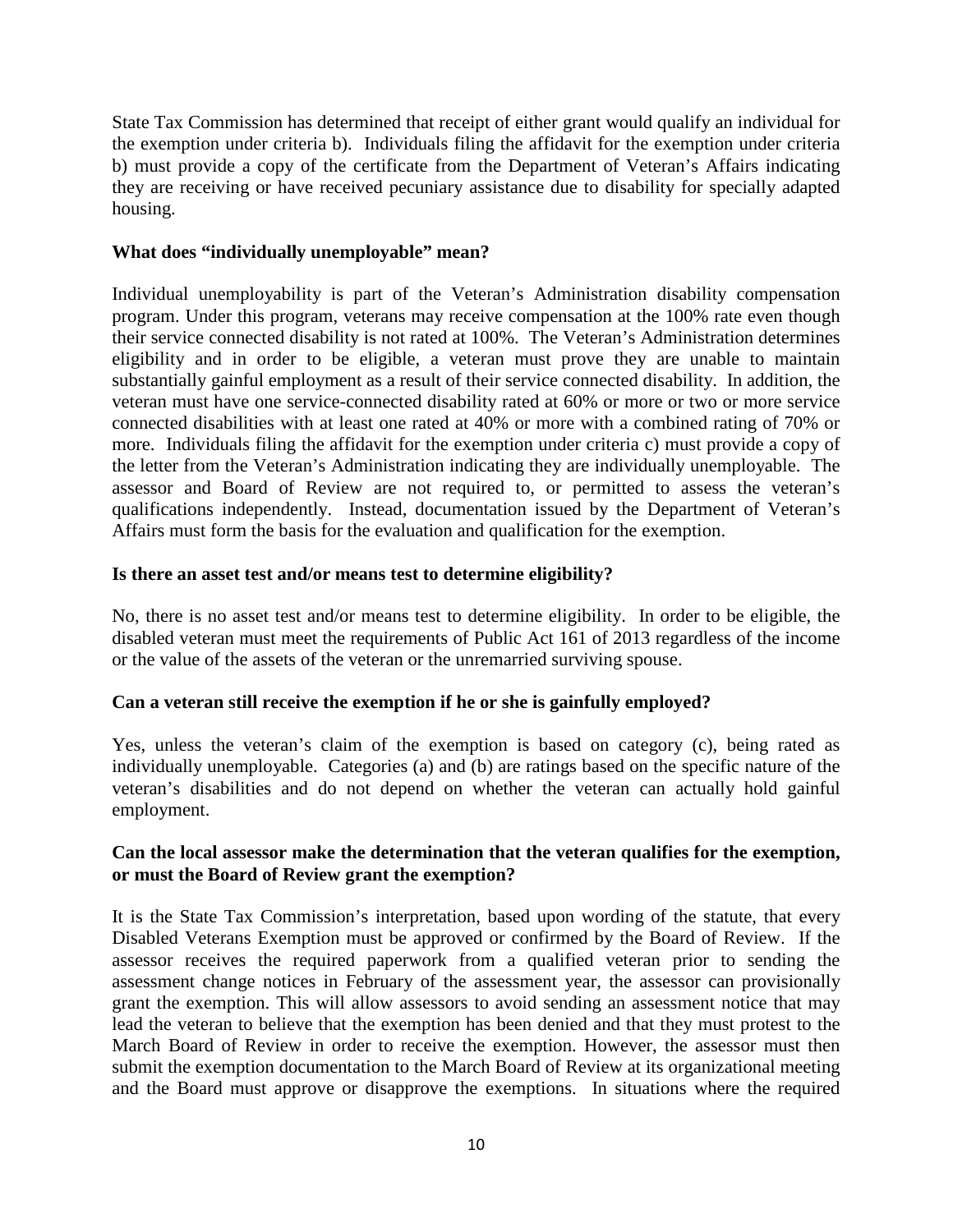State Tax Commission has determined that receipt of either grant would qualify an individual for the exemption under criteria b). Individuals filing the affidavit for the exemption under criteria b) must provide a copy of the certificate from the Department of Veteran's Affairs indicating they are receiving or have received pecuniary assistance due to disability for specially adapted housing.

**What does "individually unemployable" mean?**

Individual unemployability is part of the Veteran's Administration disability compensation program. Under this program, veterans may receive compensation at the 100% rate even though their service connected disability is not rated at 100%. The Veteran's Administration determines eligibility and in order to be eligible, a veteran must prove they are unable to maintain substantially gainful employment as a result of their service connected disability. In addition, the veteran must have one service-connected disability rated at 60% or more or two or more service connected disabilities with at least one rated at 40% or more with a combined rating of 70% or more. Individuals filing the affidavit for the exemption under criteria c) must provide a copy of the letter from the Veteran's Administration indicating they are individually unemployable. The assessor and Board of Review are not required to, or permitted to assess the veteran's qualifications independently. Instead, documentation issued by the Department of Veteran's Affairs must form the basis for the evaluation and qualification for the exemption.

**Is there an asset test and/or means test to determine eligibility?**

No, there is no asset test and/or means test to determine eligibility. In order to be eligible, the disabled veteran must meet the requirements of Public Act 161 of 2013 regardless of the income or the value of the assets of the veteran or the unremarried surviving spouse.

**Can a veteran still receive the exemption if he or she is gainfully employed?**

Yes, unless the veteran's claim of the exemption is based on category (c), being rated as individually unemployable. Categories (a) and (b) are ratings based on the specific nature of the veteran's disabilities and do not depend on whether the veteran can actually hold gainful employment.

**Can the local assessor make the determination that the veteran qualifies for the exemption, or must the Board of Review grant the exemption?**

It is the State Tax Commission's interpretation, based upon wording of the statute, that every Disabled Veterans Exemption must be approved or confirmed by the Board of Review. If the assessor receives the required paperwork from a qualified veteran prior to sending the assessment change notices in February of the assessment year, the assessor can provisionally grant the exemption. This will allow assessors to avoid sending an assessment notice that may lead the veteran to believe that the exemption has been denied and that they must protest to the March Board of Review in order to receive the exemption. However, the assessor must then submit the exemption documentation to the March Board of Review at its organizational meeting and the Board must approve or disapprove the exemptions. In situations where the required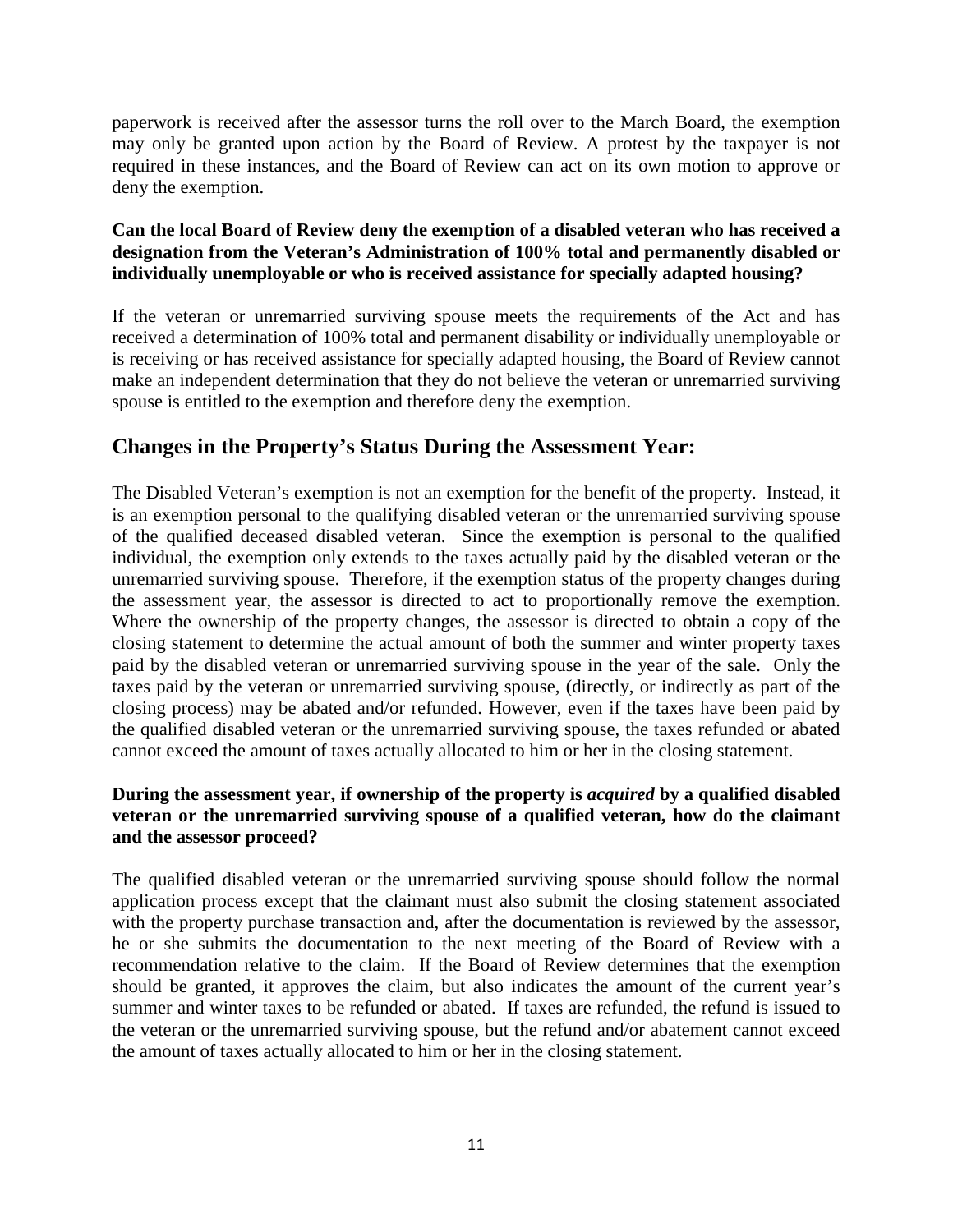paperwork is received after the assessor turns the roll over to the March Board, the exemption may only be granted upon action by the Board of Review. A protest by the taxpayer is not required in these instances, and the Board of Review can act on its own motion to approve or deny the exemption.

**Can the local Board of Review deny the exemption of a disabled veteran who has received a designation from the Veteran's Administration of 100% total and permanently disabled or individually unemployable or who is received assistance for specially adapted housing?**

If the veteran or unremarried surviving spouse meets the requirements of the Act and has received a determination of 100% total and permanent disability or individually unemployable or is receiving or has received assistance for specially adapted housing, the Board of Review cannot make an independent determination that they do not believe the veteran or unremarried surviving spouse is entitled to the exemption and therefore deny the exemption.

## Changes in the Property's Status During the Assessment Year:

The Disabled Veteran's exemption is not an exemption for the benefit of the property. Instead, it is an exemption personal to the qualifying disabled veteran or the unremarried surviving spouse of the qualified deceased disabled veteran. Since the exemption is personal to the qualified individual, the exemption only extends to the taxes actually paid by the disabled veteran or the unremarried surviving spouse. Therefore, if the exemption status of the property changes during the assessment year, the assessor is directed to act to proportionally remove the exemption. Where the ownership of the property changes, the assessor is directed to obtain a copy of the closing statement to determine the actual amount of both the summer and winter property taxes paid by the disabled veteran or unremarried surviving spouse in the year of the sale. Only the taxes paid by the veteran or unremarried surviving spouse, (directly, or indirectly as part of the closing process) may be abated and/or refunded. However, even if the taxes have been paid by the qualified disabled veteran or the unremarried surviving spouse, the taxes refunded or abated cannot exceed the amount of taxes actually allocated to him or her in the closing statement.

**During the assessment year, if ownership of the property is *acquired* by a qualified disabled veteran or the unremarried surviving spouse of a qualified veteran, how do the claimant and the assessor proceed?**

The qualified disabled veteran or the unremarried surviving spouse should follow the normal application process except that the claimant must also submit the closing statement associated with the property purchase transaction and, after the documentation is reviewed by the assessor, he or she submits the documentation to the next meeting of the Board of Review with a recommendation relative to the claim. If the Board of Review determines that the exemption should be granted, it approves the claim, but also indicates the amount of the current year's summer and winter taxes to be refunded or abated. If taxes are refunded, the refund is issued to the veteran or the unremarried surviving spouse, but the refund and/or abatement cannot exceed the amount of taxes actually allocated to him or her in the closing statement.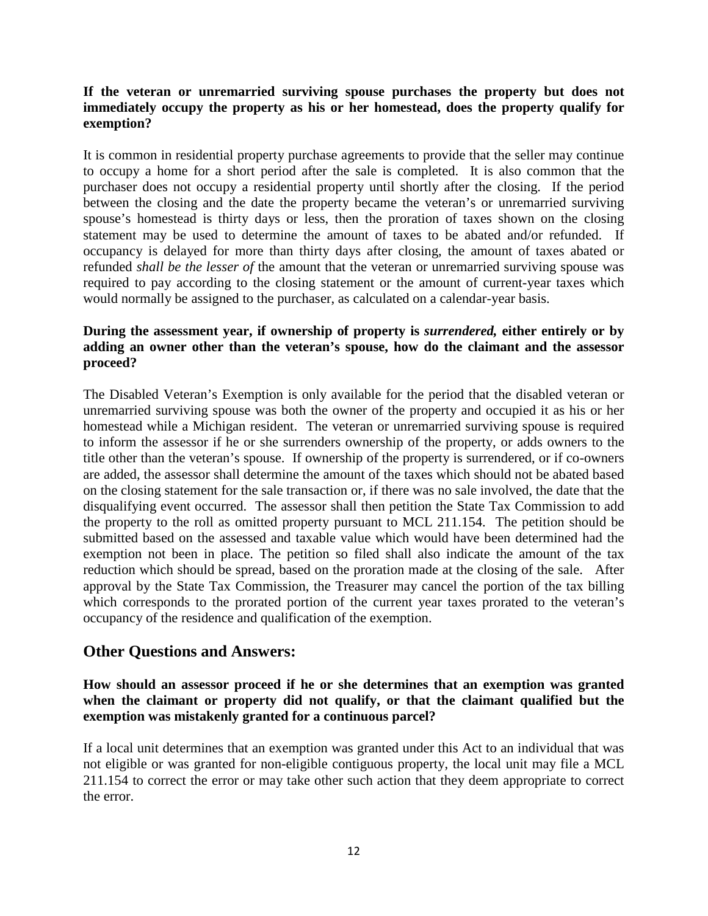**If the veteran or unremarried surviving spouse purchases the property but does not immediately occupy the property as his or her homestead, does the property qualify for exemption?**

It is common in residential property purchase agreements to provide that the seller may continue to occupy a home for a short period after the sale is completed. It is also common that the purchaser does not occupy a residential property until shortly after the closing. If the period between the closing and the date the property became the veteran's or unremarried surviving spouse's homestead is thirty days or less, then the proration of taxes shown on the closing statement may be used to determine the amount of taxes to be abated and/or refunded. If occupancy is delayed for more than thirty days after closing, the amount of taxes abated or refunded *shall be the lesser of* the amount that the veteran or unremarried surviving spouse was required to pay according to the closing statement or the amount of current-year taxes which would normally be assigned to the purchaser, as calculated on a calendar-year basis.

**During the assessment year, if ownership of property is *surrendered,* either entirely or by adding an owner other than the veteran's spouse, how do the claimant and the assessor proceed?**

The Disabled Veteran's Exemption is only available for the period that the disabled veteran or unremarried surviving spouse was both the owner of the property and occupied it as his or her homestead while a Michigan resident. The veteran or unremarried surviving spouse is required to inform the assessor if he or she surrenders ownership of the property, or adds owners to the title other than the veteran's spouse. If ownership of the property is surrendered, or if co-owners are added, the assessor shall determine the amount of the taxes which should not be abated based on the closing statement for the sale transaction or, if there was no sale involved, the date that the disqualifying event occurred. The assessor shall then petition the State Tax Commission to add the property to the roll as omitted property pursuant to MCL 211.154. The petition should be submitted based on the assessed and taxable value which would have been determined had the exemption not been in place. The petition so filed shall also indicate the amount of the tax reduction which should be spread, based on the proration made at the closing of the sale. After approval by the State Tax Commission, the Treasurer may cancel the portion of the tax billing which corresponds to the prorated portion of the current year taxes prorated to the veteran's occupancy of the residence and qualification of the exemption.

## Other Questions and Answers:

**How should an assessor proceed if he or she determines that an exemption was granted when the claimant or property did not qualify, or that the claimant qualified but the exemption was mistakenly granted for a continuous parcel?**

If a local unit determines that an exemption was granted under this Act to an individual that was not eligible or was granted for non-eligible contiguous property, the local unit may file a MCL 211.154 to correct the error or may take other such action that they deem appropriate to correct the error.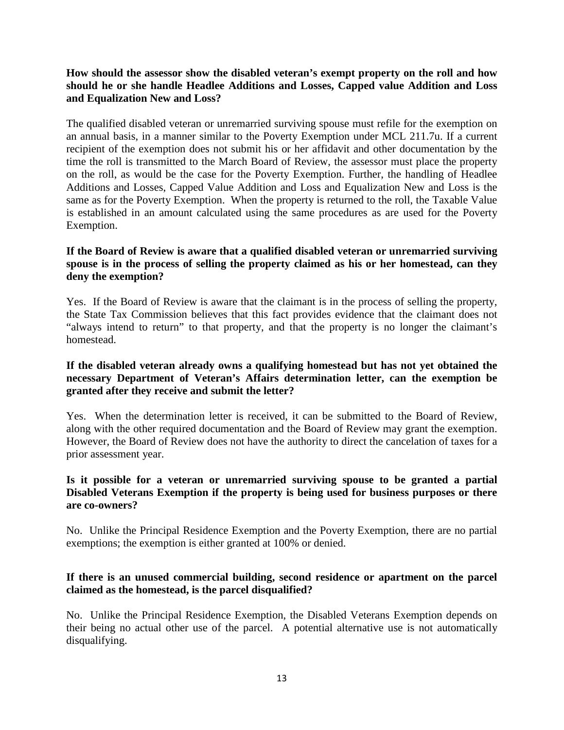**How should the assessor show the disabled veteran's exempt property on the roll and how should he or she handle Headlee Additions and Losses, Capped value Addition and Loss and Equalization New and Loss?**

The qualified disabled veteran or unremarried surviving spouse must refile for the exemption on an annual basis, in a manner similar to the Poverty Exemption under MCL 211.7u. If a current recipient of the exemption does not submit his or her affidavit and other documentation by the time the roll is transmitted to the March Board of Review, the assessor must place the property on the roll, as would be the case for the Poverty Exemption. Further, the handling of Headlee Additions and Losses, Capped Value Addition and Loss and Equalization New and Loss is the same as for the Poverty Exemption. When the property is returned to the roll, the Taxable Value is established in an amount calculated using the same procedures as are used for the Poverty Exemption.

**If the Board of Review is aware that a qualified disabled veteran or unremarried surviving spouse is in the process of selling the property claimed as his or her homestead, can they deny the exemption?**

Yes. If the Board of Review is aware that the claimant is in the process of selling the property, the State Tax Commission believes that this fact provides evidence that the claimant does not "always intend to return" to that property, and that the property is no longer the claimant's homestead.

**If the disabled veteran already owns a qualifying homestead but has not yet obtained the necessary Department of Veteran's Affairs determination letter, can the exemption be granted after they receive and submit the letter?**

Yes. When the determination letter is received, it can be submitted to the Board of Review, along with the other required documentation and the Board of Review may grant the exemption. However, the Board of Review does not have the authority to direct the cancelation of taxes for a prior assessment year.

**Is it possible for a veteran or unremarried surviving spouse to be granted a partial Disabled Veterans Exemption if the property is being used for business purposes or there are co-owners?**

No. Unlike the Principal Residence Exemption and the Poverty Exemption, there are no partial exemptions; the exemption is either granted at 100% or denied.

**If there is an unused commercial building, second residence or apartment on the parcel claimed as the homestead, is the parcel disqualified?**

No. Unlike the Principal Residence Exemption, the Disabled Veterans Exemption depends on their being no actual other use of the parcel. A potential alternative use is not automatically disqualifying.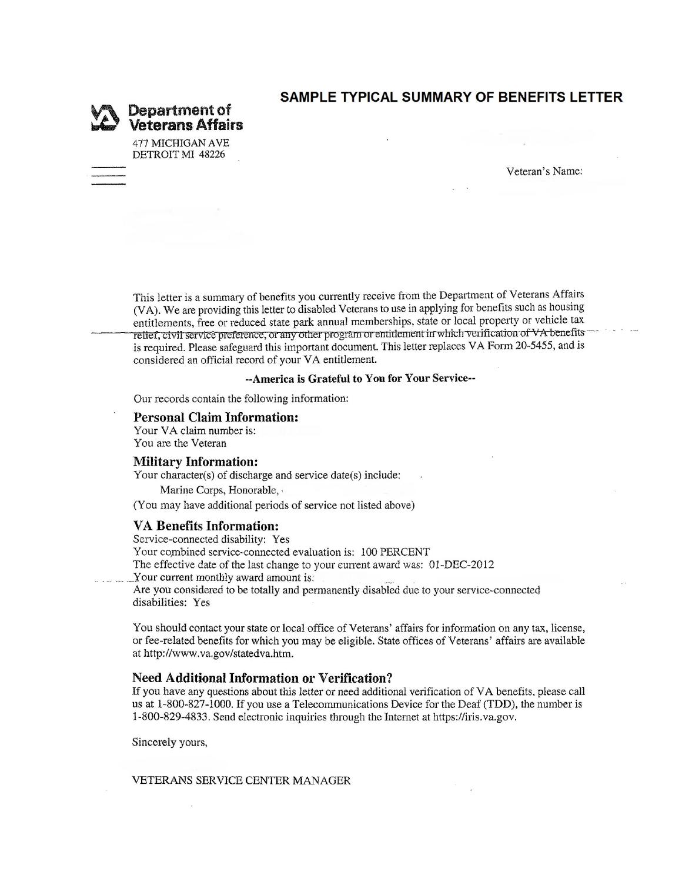# SAMPLE TYPICAL SUMMARY OF BENEFITS LETTER

**Department of Veterans Affairs**

477 MICHIGAN AVE
DETROIT MI 48226

Veteran's Name:

This letter is a summary of benefits you currently receive from the Department of Veterans Affairs (VA). We are providing this letter to disabled Veterans to use in applying for benefits such as housing entitlements, free or reduced state park annual memberships, state or local property or vehicle tax relief, civil service preference, or any other program or entitlement in which verification of VA benefits is required. Please safeguard this important document. This letter replaces VA Form 20-5455, and is considered an official record of your VA entitlement.

**--America is Grateful to You for Your Service--**

Our records contain the following information:

## Personal Claim Information:

Your VA claim number is:
You are the Veteran

## Military Information:

Your character(s) of discharge and service date(s) include:

Marine Corps, Honorable,

(You may have additional periods of service not listed above)

## VA Benefits Information:

Service-connected disability: Yes
Your combined service-connected evaluation is: 100 PERCENT
The effective date of the last change to your current award was: 01-DEC-2012
Your current monthly award amount is:
Are you considered to be totally and permanently disabled due to your service-connected disabilities: Yes

You should contact your state or local office of Veterans' affairs for information on any tax, license, or fee-related benefits for which you may be eligible. State offices of Veterans' affairs are available at http://www.va.gov/statedva.htm.

## Need Additional Information or Verification?

If you have any questions about this letter or need additional verification of VA benefits, please call us at 1-800-827-1000. If you use a Telecommunications Device for the Deaf (TDD), the number is 1-800-829-4833. Send electronic inquiries through the Internet at https://iris.va.gov.

Sincerely yours,

VETERANS SERVICE CENTER MANAGER